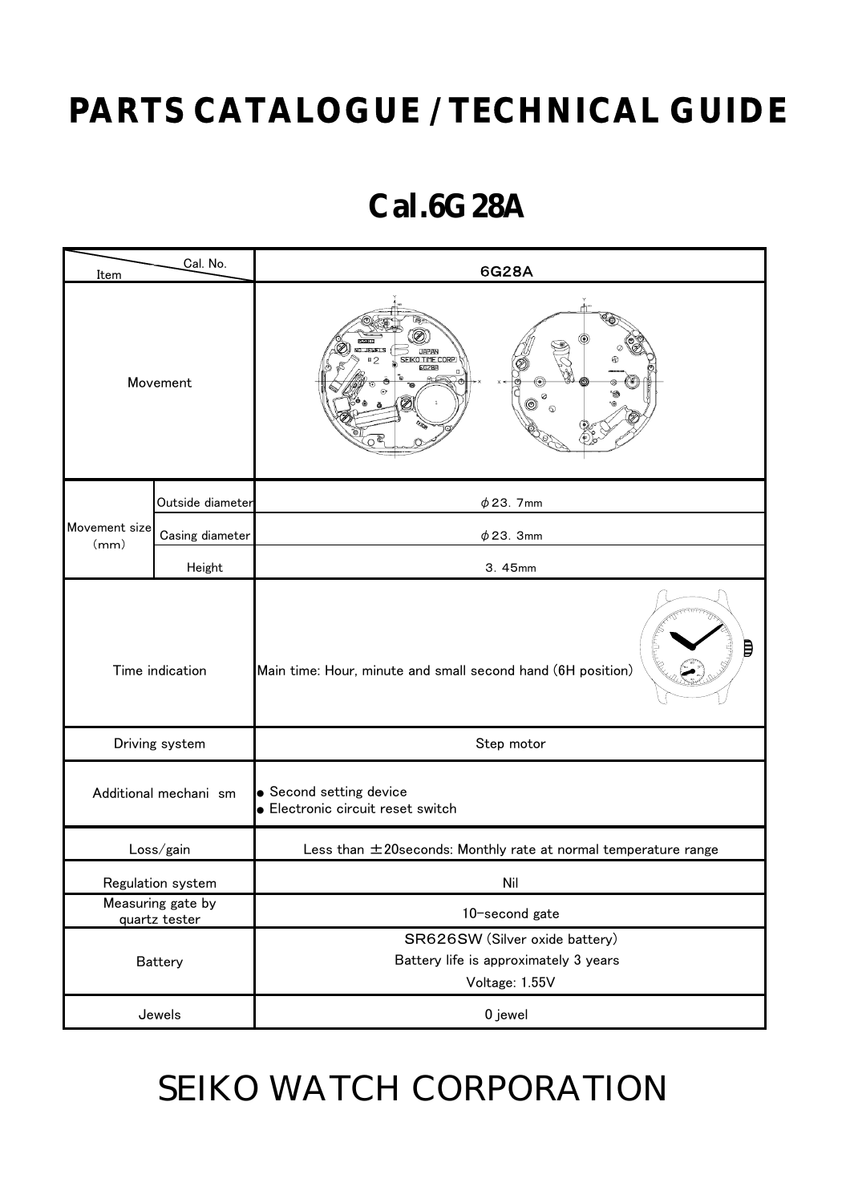# PARTS CATALOGUE / TECHNICAL GUIDE

## Cal.6G28A

| Item | | Cal. No. 6G28A |
|---|---|---|
| Movement | | |
| Movement size (mm) | Outside diameter | $\phi$23. 7mm |
| | Casing diameter | $\phi$23. 3mm |
| | Height | 3. 45mm |
| Time indication | | Main time: Hour, minute and small second hand (6H position) |
| Driving system | | Step motor |
| Additional mechani sm | | ● Second setting device<br>● Electronic circuit reset switch |
| Loss/gain | | Less than ±20seconds: Monthly rate at normal temperature range |
| Regulation system | | Nil |
| Measuring gate by quartz tester | | 10-second gate |
| Battery | | SR626SW (Silver oxide battery)<br>Battery life is approximately 3 years<br>Voltage: 1.55V |
| Jewels | | 0 jewel |

SEIKO WATCH CORPORATION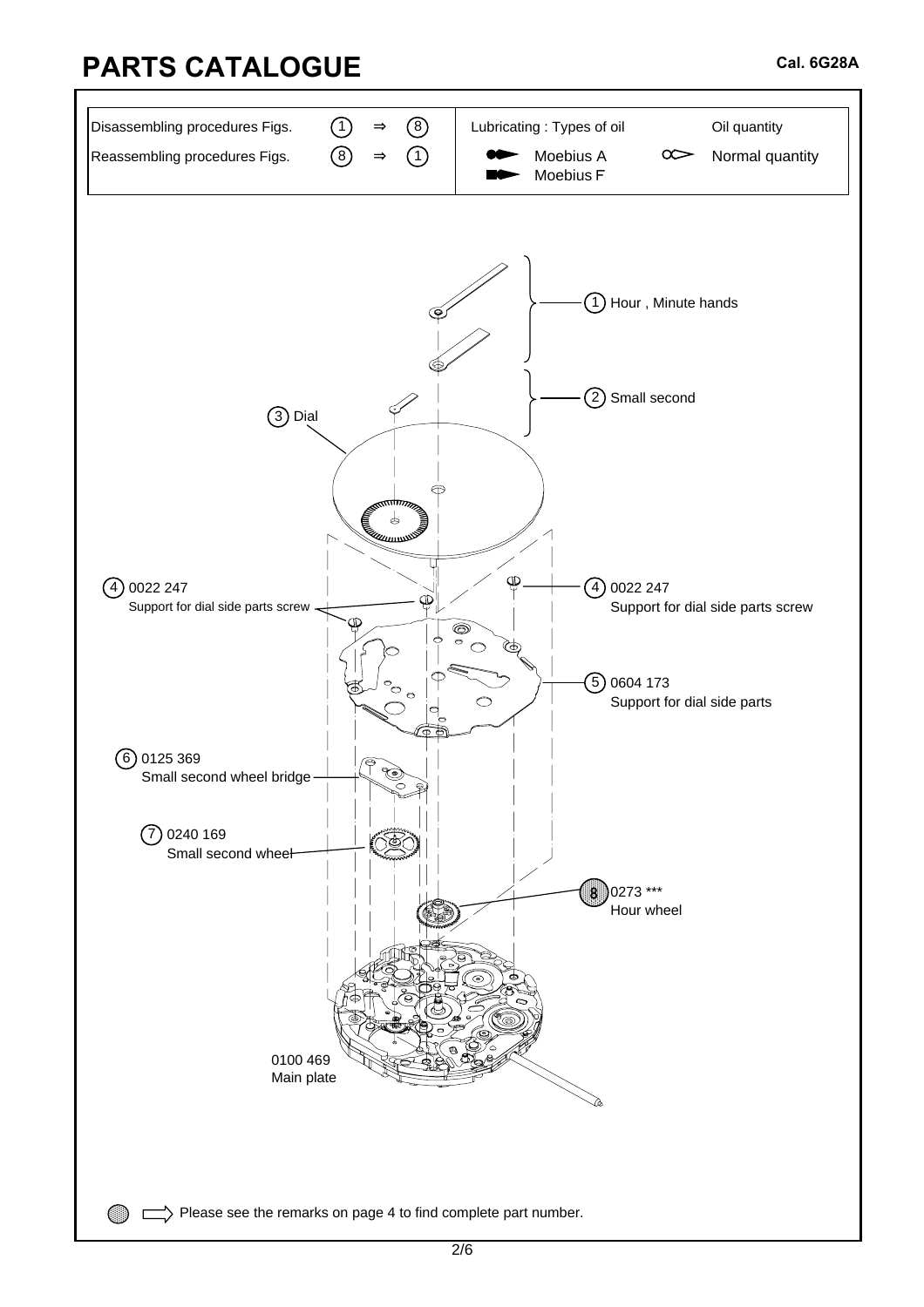# PARTS CATALOGUE

**Cal. 6G28A**

| Disassembling procedures Figs. | (1) ⇒ (8) | Lubricating : Types of oil | | Oil quantity |
|---|---|---|---|---|
| Reassembling procedures Figs. | (8) ⇒ (1) | Moebius A | | Normal quantity |
| | | Moebius F | | |

(1) Hour , Minute hands

(2) Small second

(3) Dial

(4) 0022 247
Support for dial side parts screw

(4) 0022 247
Support for dial side parts screw

(5) 0604 173
Support for dial side parts

(6) 0125 369
Small second wheel bridge

(7) 0240 169
Small second wheel

(8) 0273 ***
Hour wheel

0100 469
Main plate

Please see the remarks on page 4 to find complete part number.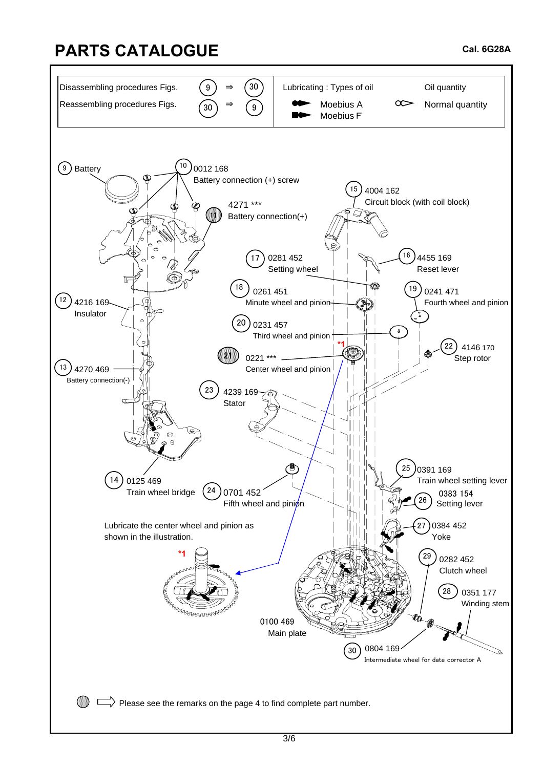# PARTS CATALOGUE

**Cal. 6G28A**

| | | | | |
|---|---|---|---|---|
| Disassembling procedures Figs. | 9 ⇒ 30 | Lubricating : Types of oil | | Oil quantity |
| Reassembling procedures Figs. | 30 ⇒ 9 | Moebius A | Moebius F | Normal quantity |

9 Battery

10 0012 168 Battery connection (+) screw

11 4271 *** Battery connection(+)

12 4216 169 Insulator

13 4270 469 Battery connection(-)

14 0125 469 Train wheel bridge

15 4004 162 Circuit block (with coil block)

16 4455 169 Reset lever

17 0281 452 Setting wheel

18 0261 451 Minute wheel and pinion

19 0241 471 Fourth wheel and pinion

20 0231 457 Third wheel and pinion

21 0221 *** Center wheel and pinion *1

22 4146 170 Step rotor

23 4239 169 Stator

24 0701 452 Fifth wheel and pinion

25 0391 169 Train wheel setting lever

26 0383 154 Setting lever

27 0384 452 Yoke

28 0351 177 Winding stem

29 0282 452 Clutch wheel

30 0804 169 Intermediate wheel for date corrector A

0100 469 Main plate

Lubricate the center wheel and pinion as shown in the illustration.

*1

Please see the remarks on the page 4 to find complete part number.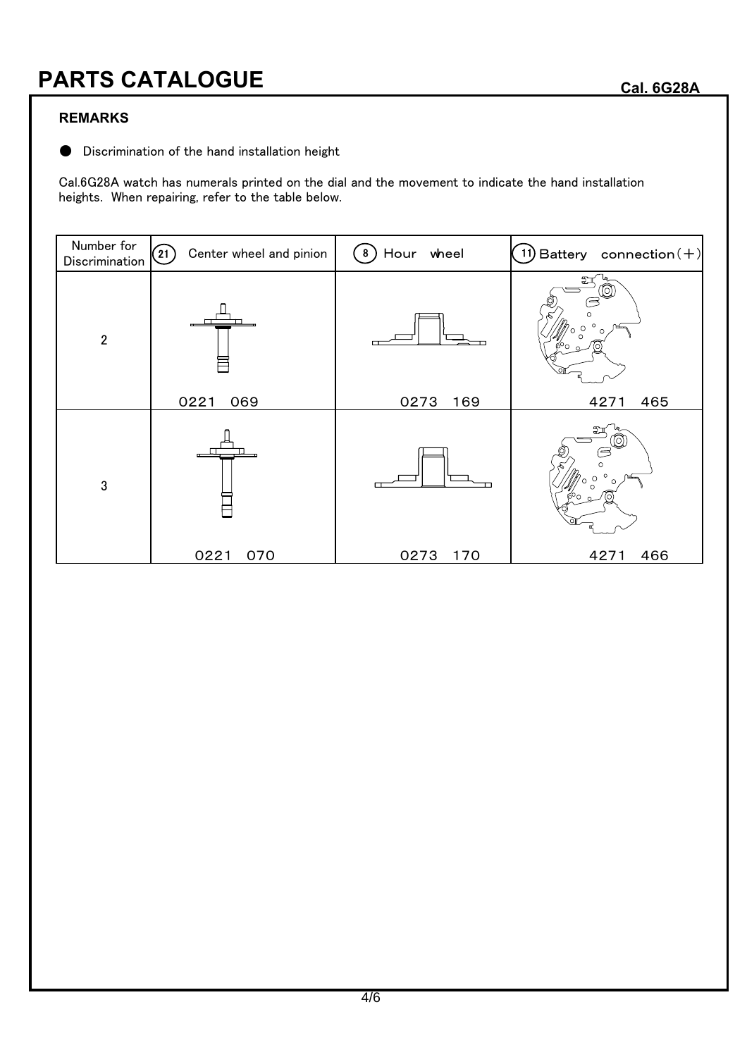# PARTS CATALOGUE

Cal. 6G28A

**REMARKS**

● Discrimination of the hand installation height

Cal.6G28A watch has numerals printed on the dial and the movement to indicate the hand installation heights. When repairing, refer to the table below.

| Number for Discrimination | (21) Center wheel and pinion | (8) Hour wheel | (11) Battery connection(+) |
| --- | --- | --- | --- |
| 2 | 0221 069 | 0273 169 | 4271 465 |
| 3 | 0221 070 | 0273 170 | 4271 466 |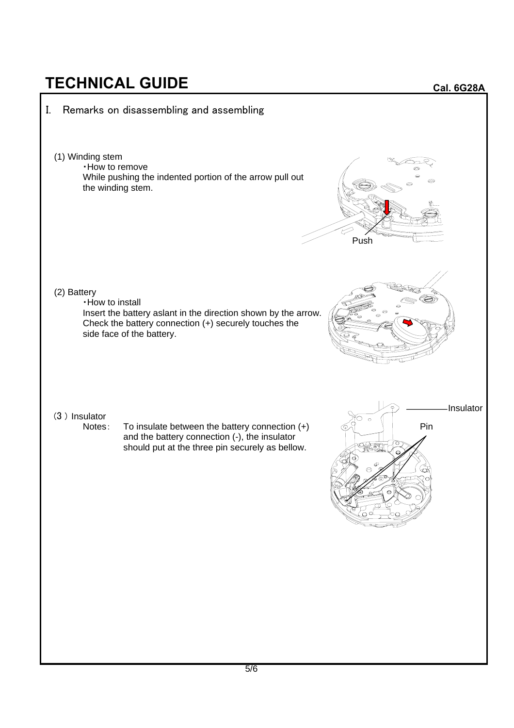# TECHNICAL GUIDE

**Cal. 6G28A**

## I. Remarks on disassembling and assembling

(1) Winding stem

・How to remove

While pushing the indented portion of the arrow pull out the winding stem.

Push

(2) Battery

・How to install

Insert the battery aslant in the direction shown by the arrow. Check the battery connection (+) securely touches the side face of the battery.

（3 ）Insulator

Notes： To insulate between the battery connection (+) and the battery connection (-), the insulator should put at the three pin securely as bellow.

Insulator

Pin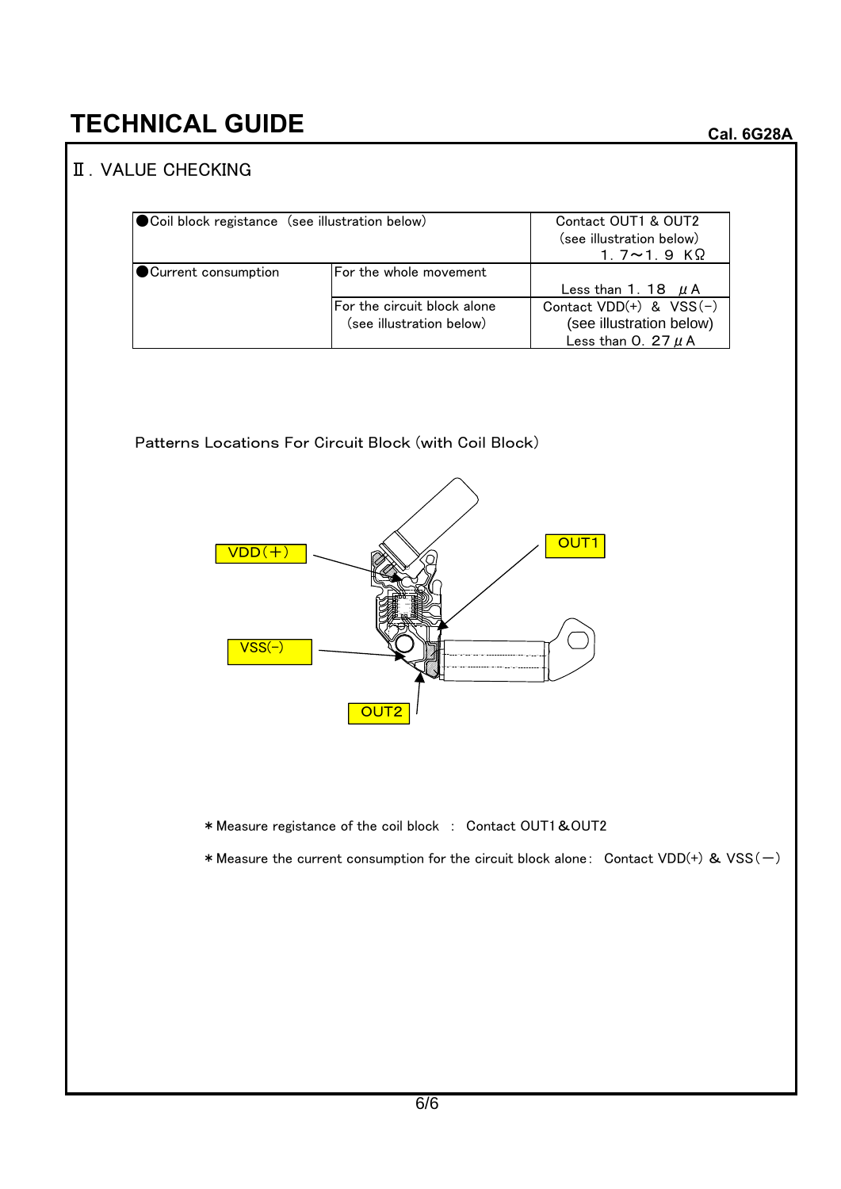# TECHNICAL GUIDE

Cal. 6G28A

## Ⅱ. VALUE CHECKING

| | | |
|---|---|---|
| ●Coil block registance (see illustration below) | | Contact OUT1 & OUT2 (see illustration below) 1.7～1.9 KΩ |
| ●Current consumption | For the whole movement | Less than 1.18 μA |
| | For the circuit block alone (see illustration below) | Contact VDD(+) & VSS(−) (see illustration below) Less than 0.27μA |

Patterns Locations For Circuit Block (with Coil Block)

VDD(＋)

OUT1

VSS(−)

OUT2

＊Measure registance of the coil block : Contact OUT1＆OUT2

＊Measure the current consumption for the circuit block alone: Contact VDD(+) & VSS(−)